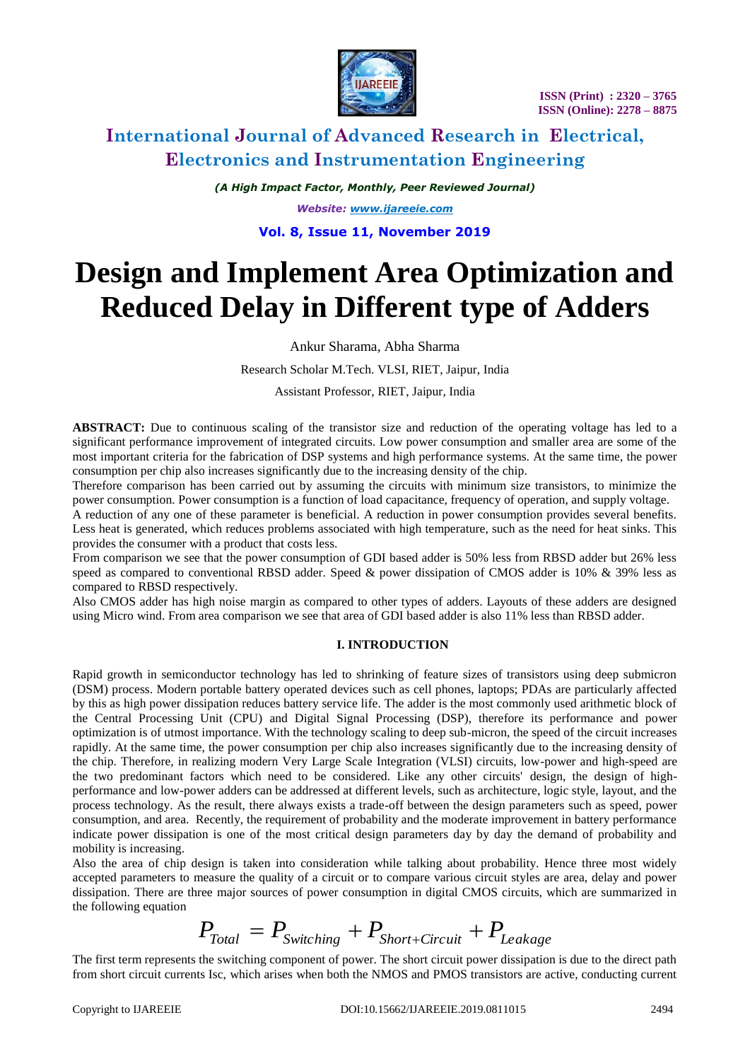# Design and Implement Area Optimization and Reduced Delay in Different type of Adders

Ankur Sharama, Abha Sharma

Research Scholar M.Tech. VLSI, RIET, Jaipur, India

Assistant Professor, RIET, Jaipur, India

**ABSTRACT:** Due to continuous scaling of the transistor size and reduction of the operating voltage has led to a significant performance improvement of integrated circuits. Low power consumption and smaller area are some of the most important criteria for the fabrication of DSP systems and high performance systems. At the same time, the power consumption per chip also increases significantly due to the increasing density of the chip.

Therefore comparison has been carried out by assuming the circuits with minimum size transistors, to minimize the power consumption. Power consumption is a function of load capacitance, frequency of operation, and supply voltage.

A reduction of any one of these parameter is beneficial. A reduction in power consumption provides several benefits. Less heat is generated, which reduces problems associated with high temperature, such as the need for heat sinks. This provides the consumer with a product that costs less.

From comparison we see that the power consumption of GDI based adder is 50% less from RBSD adder but 26% less speed as compared to conventional RBSD adder. Speed & power dissipation of CMOS adder is 10% & 39% less as compared to RBSD respectively.

Also CMOS adder has high noise margin as compared to other types of adders. Layouts of these adders are designed using Micro wind. From area comparison we see that area of GDI based adder is also 11% less than RBSD adder.

## I. INTRODUCTION

Rapid growth in semiconductor technology has led to shrinking of feature sizes of transistors using deep submicron (DSM) process. Modern portable battery operated devices such as cell phones, laptops; PDAs are particularly affected by this as high power dissipation reduces battery service life. The adder is the most commonly used arithmetic block of the Central Processing Unit (CPU) and Digital Signal Processing (DSP), therefore its performance and power optimization is of utmost importance. With the technology scaling to deep sub-micron, the speed of the circuit increases rapidly. At the same time, the power consumption per chip also increases significantly due to the increasing density of the chip. Therefore, in realizing modern Very Large Scale Integration (VLSI) circuits, low-power and high-speed are the two predominant factors which need to be considered. Like any other circuits' design, the design of high-performance and low-power adders can be addressed at different levels, such as architecture, logic style, layout, and the process technology. As the result, there always exists a trade-off between the design parameters such as speed, power consumption, and area. Recently, the requirement of probability and the moderate improvement in battery performance indicate power dissipation is one of the most critical design parameters day by day the demand of probability and mobility is increasing.

Also the area of chip design is taken into consideration while talking about probability. Hence three most widely accepted parameters to measure the quality of a circuit or to compare various circuit styles are area, delay and power dissipation. There are three major sources of power consumption in digital CMOS circuits, which are summarized in the following equation

$$P_{Total} = P_{Switching} + P_{Short+Circuit} + P_{Leakage}$$

The first term represents the switching component of power. The short circuit power dissipation is due to the direct path from short circuit currents Isc, which arises when both the NMOS and PMOS transistors are active, conducting current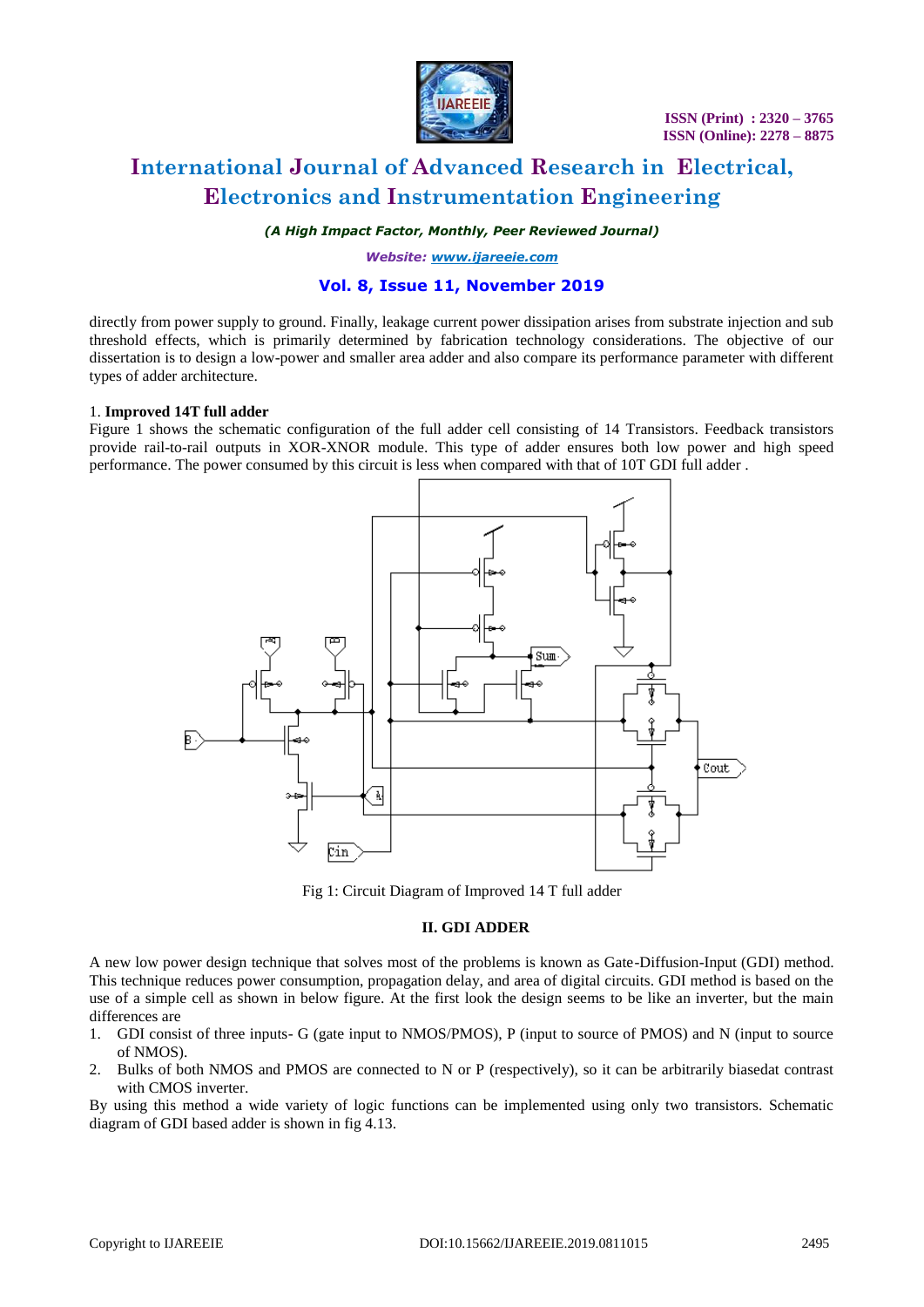directly from power supply to ground. Finally, leakage current power dissipation arises from substrate injection and sub threshold effects, which is primarily determined by fabrication technology considerations. The objective of our dissertation is to design a low-power and smaller area adder and also compare its performance parameter with different types of adder architecture.

1. **Improved 14T full adder**

Figure 1 shows the schematic configuration of the full adder cell consisting of 14 Transistors. Feedback transistors provide rail-to-rail outputs in XOR-XNOR module. This type of adder ensures both low power and high speed performance. The power consumed by this circuit is less when compared with that of 10T GDI full adder .

Fig 1: Circuit Diagram of Improved 14 T full adder

## II. GDI ADDER

A new low power design technique that solves most of the problems is known as Gate-Diffusion-Input (GDI) method. This technique reduces power consumption, propagation delay, and area of digital circuits. GDI method is based on the use of a simple cell as shown in below figure. At the first look the design seems to be like an inverter, but the main differences are

1. GDI consist of three inputs- G (gate input to NMOS/PMOS), P (input to source of PMOS) and N (input to source of NMOS).
2. Bulks of both NMOS and PMOS are connected to N or P (respectively), so it can be arbitrarily biasedat contrast with CMOS inverter.

By using this method a wide variety of logic functions can be implemented using only two transistors. Schematic diagram of GDI based adder is shown in fig 4.13.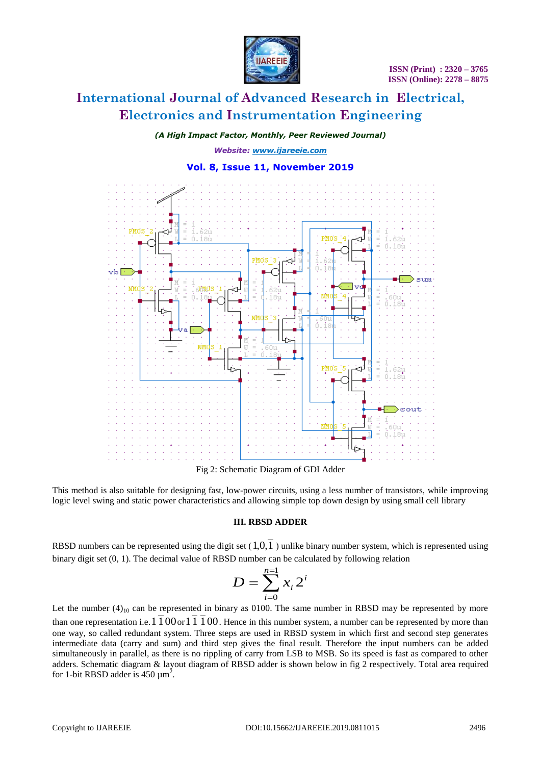Fig 2: Schematic Diagram of GDI Adder

This method is also suitable for designing fast, low-power circuits, using a less number of transistors, while improving logic level swing and static power characteristics and allowing simple top down design by using small cell library

### III. RBSD ADDER

RBSD numbers can be represented using the digit set ( $1, 0, \overline{1}$ ) unlike binary number system, which is represented using binary digit set (0, 1). The decimal value of RBSD number can be calculated by following relation

$$D = \sum_{i=0}^{n-1} x_i 2^i$$

Let the number $(4)_{10}$ can be represented in binary as 0100. The same number in RBSD may be represented by more than one representation i.e. $1\overline{1}00$ or $1\overline{1}\,\overline{1}00$. Hence in this number system, a number can be represented by more than one way, so called redundant system. Three steps are used in RBSD system in which first and second step generates intermediate data (carry and sum) and third step gives the final result. Therefore the input numbers can be added simultaneously in parallel, as there is no rippling of carry from LSB to MSB. So its speed is fast as compared to other adders. Schematic diagram & layout diagram of RBSD adder is shown below in fig 2 respectively. Total area required for 1-bit RBSD adder is 450 $\mu m^2$.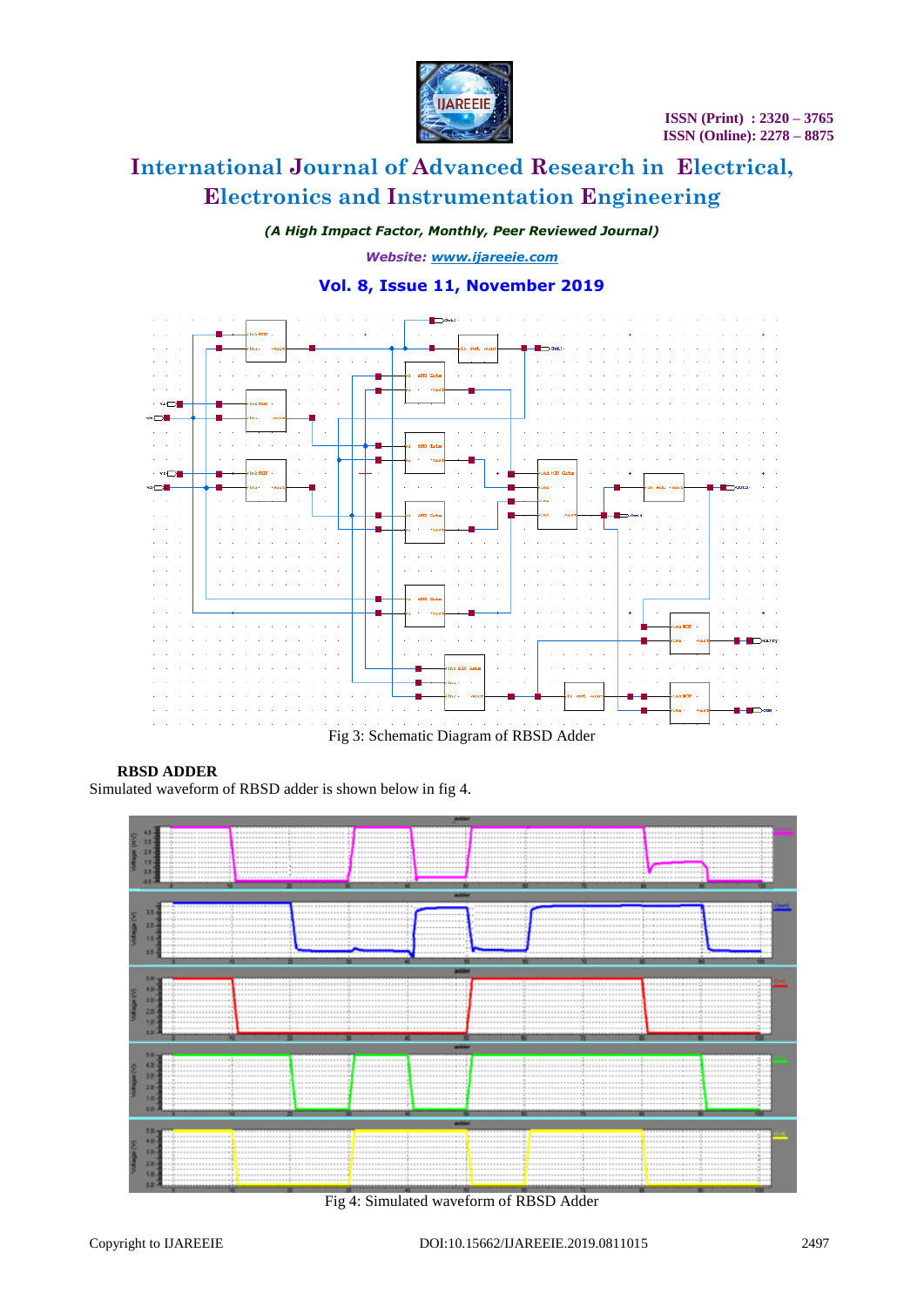Fig 3: Schematic Diagram of RBSD Adder

**RBSD ADDER**

Simulated waveform of RBSD adder is shown below in fig 4.

Fig 4: Simulated waveform of RBSD Adder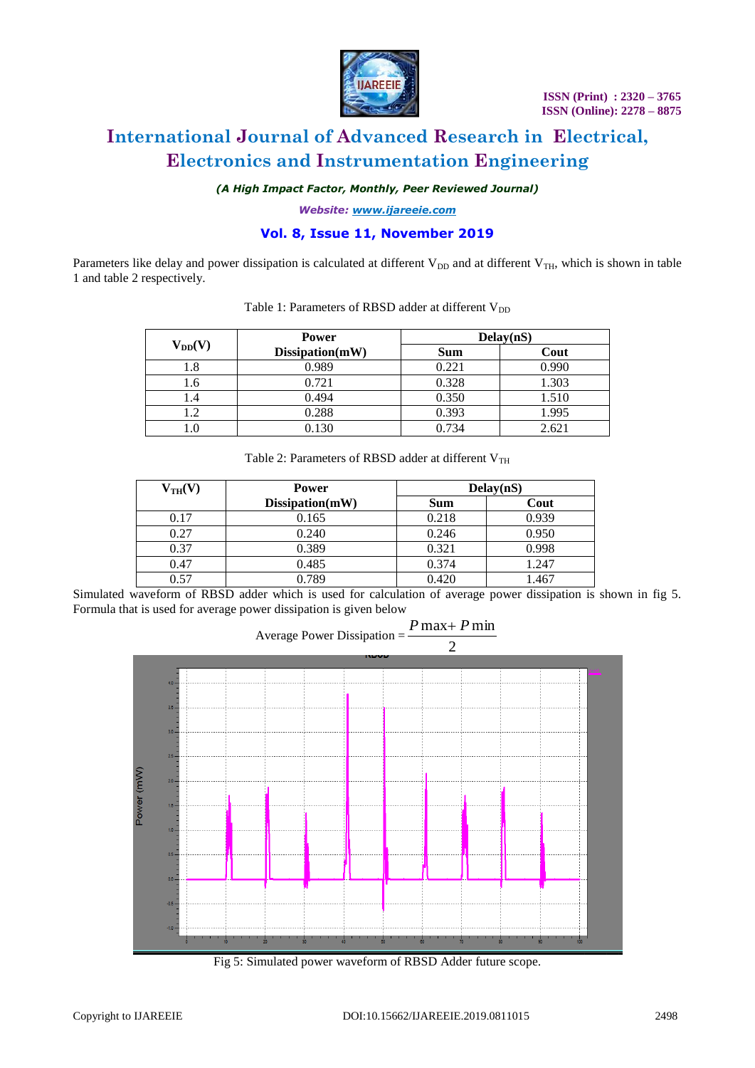Parameters like delay and power dissipation is calculated at different $V_{DD}$ and at different $V_{TH}$, which is shown in table 1 and table 2 respectively.

Table 1: Parameters of RBSD adder at different $V_{DD}$

| $V_{DD}$(V) | Power Dissipation(mW) | Delay(nS) | |
|---|---|---|---|
| | | Sum | Cout |
| 1.8 | 0.989 | 0.221 | 0.990 |
| 1.6 | 0.721 | 0.328 | 1.303 |
| 1.4 | 0.494 | 0.350 | 1.510 |
| 1.2 | 0.288 | 0.393 | 1.995 |
| 1.0 | 0.130 | 0.734 | 2.621 |

Table 2: Parameters of RBSD adder at different $V_{TH}$

| $V_{TH}$(V) | Power Dissipation(mW) | Delay(nS) | |
|---|---|---|---|
| | | Sum | Cout |
| 0.17 | 0.165 | 0.218 | 0.939 |
| 0.27 | 0.240 | 0.246 | 0.950 |
| 0.37 | 0.389 | 0.321 | 0.998 |
| 0.47 | 0.485 | 0.374 | 1.247 |
| 0.57 | 0.789 | 0.420 | 1.467 |

Simulated waveform of RBSD adder which is used for calculation of average power dissipation is shown in fig 5. Formula that is used for average power dissipation is given below

$$\text{Average Power Dissipation} = \frac{P\max + P\min}{2}$$

Fig 5: Simulated power waveform of RBSD Adder future scope.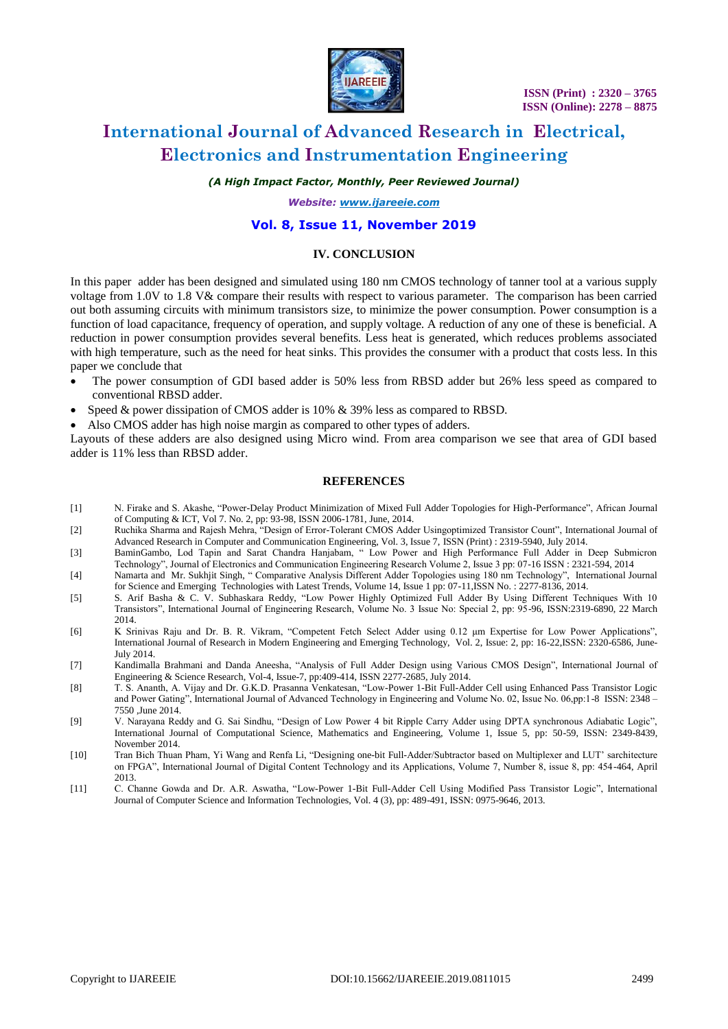## IV. CONCLUSION

In this paper adder has been designed and simulated using 180 nm CMOS technology of tanner tool at a various supply voltage from 1.0V to 1.8 V& compare their results with respect to various parameter. The comparison has been carried out both assuming circuits with minimum transistors size, to minimize the power consumption. Power consumption is a function of load capacitance, frequency of operation, and supply voltage. A reduction of any one of these is beneficial. A reduction in power consumption provides several benefits. Less heat is generated, which reduces problems associated with high temperature, such as the need for heat sinks. This provides the consumer with a product that costs less. In this paper we conclude that

- The power consumption of GDI based adder is 50% less from RBSD adder but 26% less speed as compared to conventional RBSD adder.
- Speed & power dissipation of CMOS adder is 10% & 39% less as compared to RBSD.
- Also CMOS adder has high noise margin as compared to other types of adders.

Layouts of these adders are also designed using Micro wind. From area comparison we see that area of GDI based adder is 11% less than RBSD adder.

## REFERENCES

[1] N. Firake and S. Akashe, "Power-Delay Product Minimization of Mixed Full Adder Topologies for High-Performance", African Journal of Computing & ICT, Vol 7. No. 2, pp: 93-98, ISSN 2006-1781, June, 2014.

[2] Ruchika Sharma and Rajesh Mehra, "Design of Error-Tolerant CMOS Adder Usingoptimized Transistor Count", International Journal of Advanced Research in Computer and Communication Engineering, Vol. 3, Issue 7, ISSN (Print) : 2319-5940, July 2014.

[3] BaminGambo, Lod Tapin and Sarat Chandra Hanjabam, " Low Power and High Performance Full Adder in Deep Submicron Technology", Journal of Electronics and Communication Engineering Research Volume 2, Issue 3 pp: 07-16 ISSN : 2321-594, 2014

[4] Namarta and Mr. Sukhjit Singh, " Comparative Analysis Different Adder Topologies using 180 nm Technology", International Journal for Science and Emerging Technologies with Latest Trends, Volume 14, Issue 1 pp: 07-11,ISSN No. : 2277-8136, 2014.

[5] S. Arif Basha & C. V. Subhaskara Reddy, "Low Power Highly Optimized Full Adder By Using Different Techniques With 10 Transistors", International Journal of Engineering Research, Volume No. 3 Issue No: Special 2, pp: 95-96, ISSN:2319-6890, 22 March 2014.

[6] K Srinivas Raju and Dr. B. R. Vikram, "Competent Fetch Select Adder using 0.12 μm Expertise for Low Power Applications", International Journal of Research in Modern Engineering and Emerging Technology, Vol. 2, Issue: 2, pp: 16-22,ISSN: 2320-6586, June-July 2014.

[7] Kandimalla Brahmani and Danda Aneesha, "Analysis of Full Adder Design using Various CMOS Design", International Journal of Engineering & Science Research, Vol-4, Issue-7, pp:409-414, ISSN 2277-2685, July 2014.

[8] T. S. Ananth, A. Vijay and Dr. G.K.D. Prasanna Venkatesan, "Low-Power 1-Bit Full-Adder Cell using Enhanced Pass Transistor Logic and Power Gating", International Journal of Advanced Technology in Engineering and Volume No. 02, Issue No. 06,pp:1-8 ISSN: 2348 – 7550 ,June 2014.

[9] V. Narayana Reddy and G. Sai Sindhu, "Design of Low Power 4 bit Ripple Carry Adder using DPTA synchronous Adiabatic Logic", International Journal of Computational Science, Mathematics and Engineering, Volume 1, Issue 5, pp: 50-59, ISSN: 2349-8439, November 2014.

[10] Tran Bich Thuan Pham, Yi Wang and Renfa Li, "Designing one-bit Full-Adder/Subtractor based on Multiplexer and LUT' sarchitecture on FPGA", International Journal of Digital Content Technology and its Applications, Volume 7, Number 8, issue 8, pp: 454-464, April 2013.

[11] C. Channe Gowda and Dr. A.R. Aswatha, "Low-Power 1-Bit Full-Adder Cell Using Modified Pass Transistor Logic", International Journal of Computer Science and Information Technologies, Vol. 4 (3), pp: 489-491, ISSN: 0975-9646, 2013.